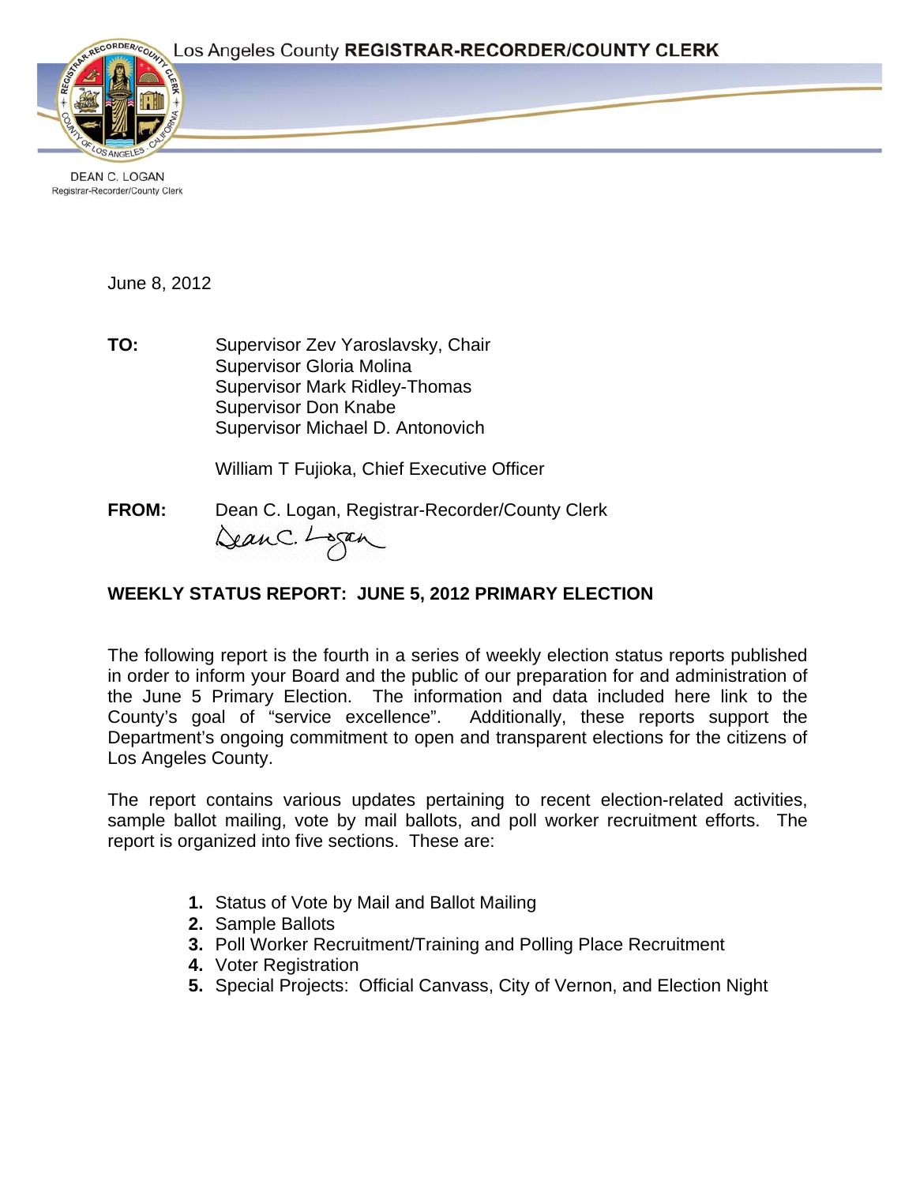Los Angeles County **REGISTRAR-RECORDER/COUNTY CLERK**

DEAN C. LOGAN
Registrar-Recorder/County Clerk

June 8, 2012

**TO:** Supervisor Zev Yaroslavsky, Chair
Supervisor Gloria Molina
Supervisor Mark Ridley-Thomas
Supervisor Don Knabe
Supervisor Michael D. Antonovich

William T Fujioka, Chief Executive Officer

**FROM:** Dean C. Logan, Registrar-Recorder/County Clerk

## WEEKLY STATUS REPORT: JUNE 5, 2012 PRIMARY ELECTION

The following report is the fourth in a series of weekly election status reports published in order to inform your Board and the public of our preparation for and administration of the June 5 Primary Election. The information and data included here link to the County's goal of "service excellence". Additionally, these reports support the Department's ongoing commitment to open and transparent elections for the citizens of Los Angeles County.

The report contains various updates pertaining to recent election-related activities, sample ballot mailing, vote by mail ballots, and poll worker recruitment efforts. The report is organized into five sections. These are:

1. Status of Vote by Mail and Ballot Mailing
2. Sample Ballots
3. Poll Worker Recruitment/Training and Polling Place Recruitment
4. Voter Registration
5. Special Projects: Official Canvass, City of Vernon, and Election Night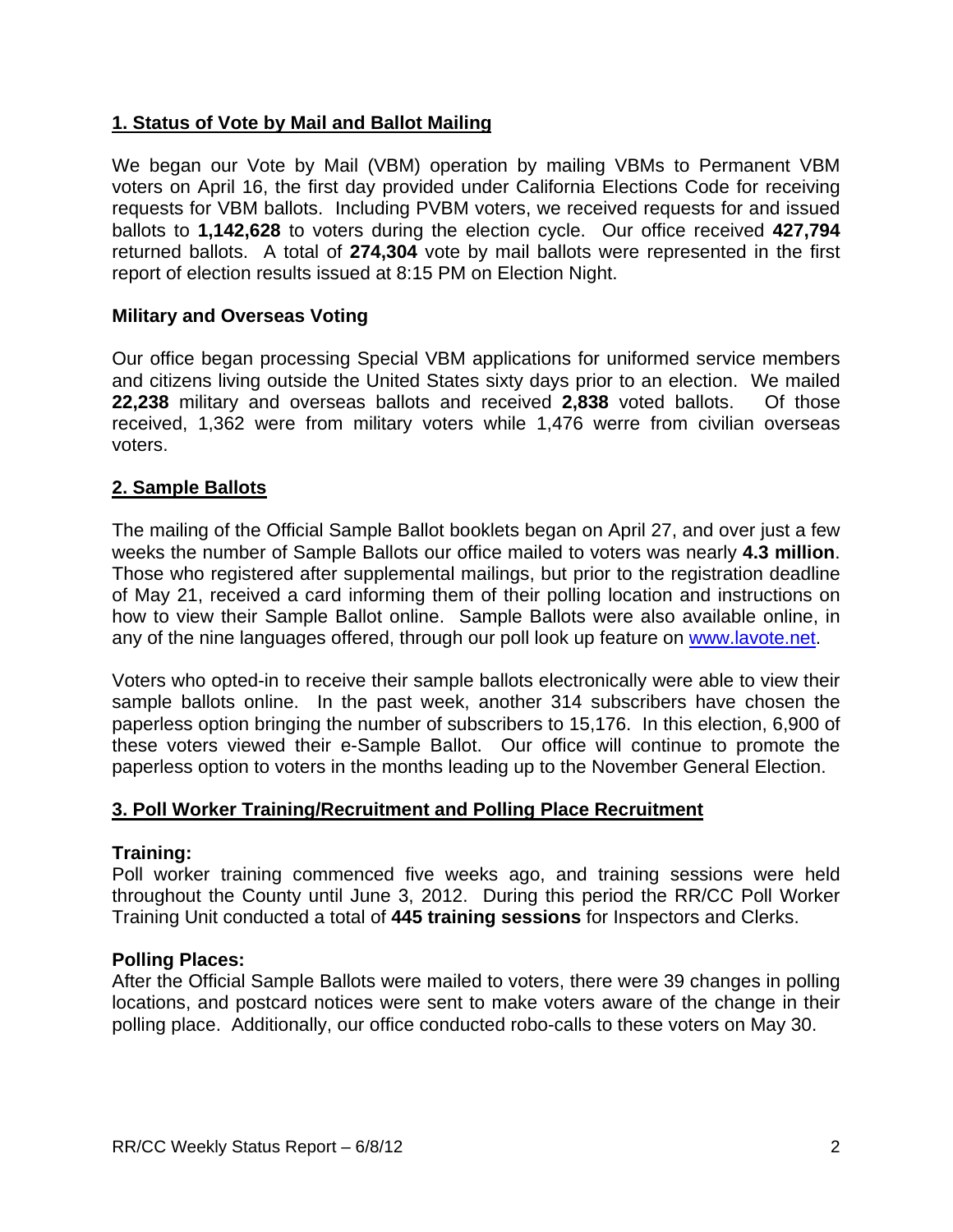## 1. Status of Vote by Mail and Ballot Mailing

We began our Vote by Mail (VBM) operation by mailing VBMs to Permanent VBM voters on April 16, the first day provided under California Elections Code for receiving requests for VBM ballots. Including PVBM voters, we received requests for and issued ballots to **1,142,628** to voters during the election cycle. Our office received **427,794** returned ballots. A total of **274,304** vote by mail ballots were represented in the first report of election results issued at 8:15 PM on Election Night.

### Military and Overseas Voting

Our office began processing Special VBM applications for uniformed service members and citizens living outside the United States sixty days prior to an election. We mailed **22,238** military and overseas ballots and received **2,838** voted ballots. Of those received, 1,362 were from military voters while 1,476 werre from civilian overseas voters.

## 2. Sample Ballots

The mailing of the Official Sample Ballot booklets began on April 27, and over just a few weeks the number of Sample Ballots our office mailed to voters was nearly **4.3 million**. Those who registered after supplemental mailings, but prior to the registration deadline of May 21, received a card informing them of their polling location and instructions on how to view their Sample Ballot online. Sample Ballots were also available online, in any of the nine languages offered, through our poll look up feature on www.lavote.net.

Voters who opted-in to receive their sample ballots electronically were able to view their sample ballots online. In the past week, another 314 subscribers have chosen the paperless option bringing the number of subscribers to 15,176. In this election, 6,900 of these voters viewed their e-Sample Ballot. Our office will continue to promote the paperless option to voters in the months leading up to the November General Election.

## 3. Poll Worker Training/Recruitment and Polling Place Recruitment

### Training:

Poll worker training commenced five weeks ago, and training sessions were held throughout the County until June 3, 2012. During this period the RR/CC Poll Worker Training Unit conducted a total of **445 training sessions** for Inspectors and Clerks.

### Polling Places:

After the Official Sample Ballots were mailed to voters, there were 39 changes in polling locations, and postcard notices were sent to make voters aware of the change in their polling place. Additionally, our office conducted robo-calls to these voters on May 30.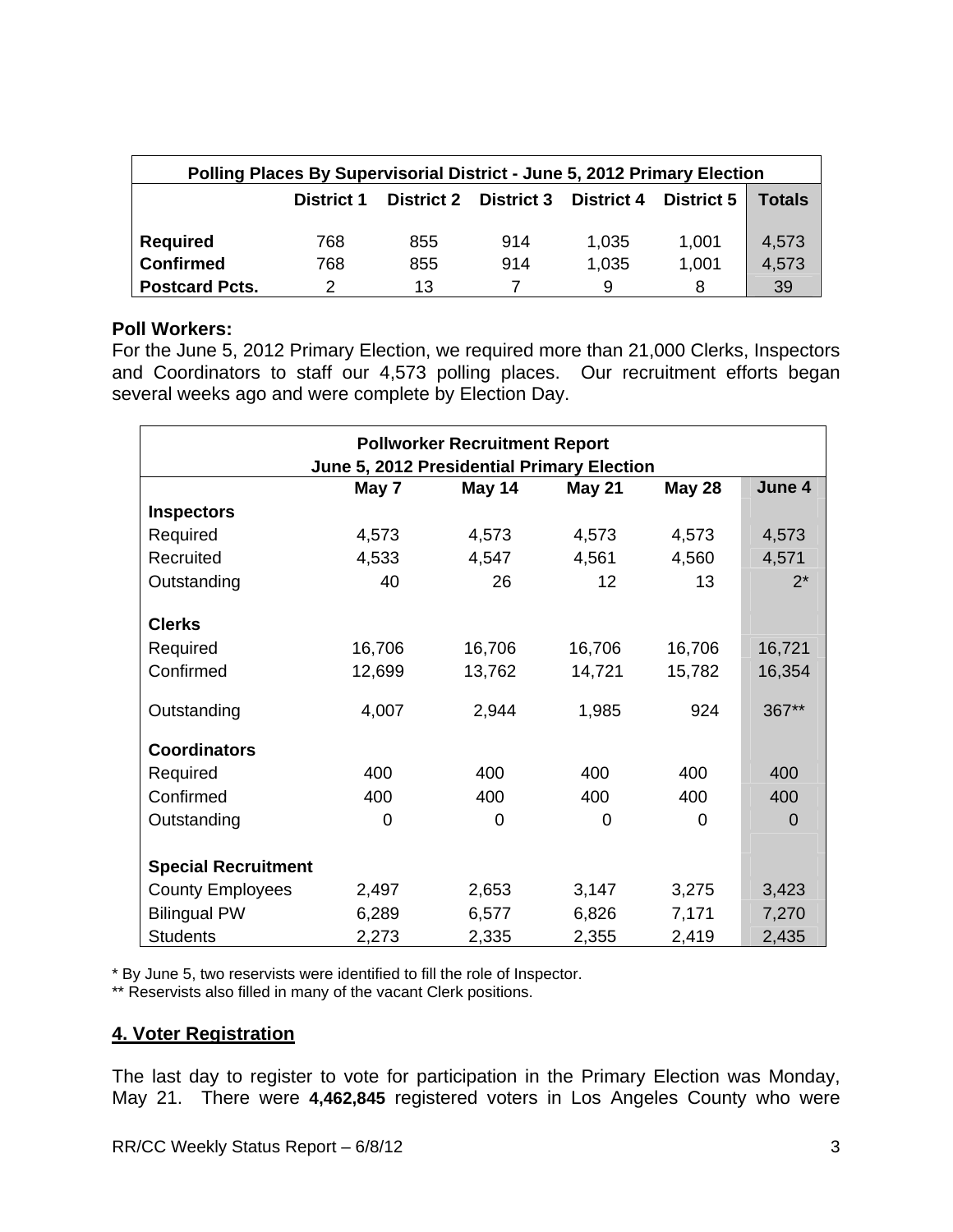| Polling Places By Supervisorial District - June 5, 2012 Primary Election | | | | | | |
|---|---|---|---|---|---|---|
| | District 1 | District 2 | District 3 | District 4 | District 5 | Totals |
| **Required** | 768 | 855 | 914 | 1,035 | 1,001 | 4,573 |
| **Confirmed** | 768 | 855 | 914 | 1,035 | 1,001 | 4,573 |
| **Postcard Pcts.** | 2 | 13 | 7 | 9 | 8 | 39 |

**Poll Workers:**
For the June 5, 2012 Primary Election, we required more than 21,000 Clerks, Inspectors and Coordinators to staff our 4,573 polling places. Our recruitment efforts began several weeks ago and were complete by Election Day.

| Pollworker Recruitment Report June 5, 2012 Presidential Primary Election | | | | | |
|---|---|---|---|---|---|
| | May 7 | May 14 | May 21 | May 28 | June 4 |
| **Inspectors** | | | | | |
| Required | 4,573 | 4,573 | 4,573 | 4,573 | 4,573 |
| Recruited | 4,533 | 4,547 | 4,561 | 4,560 | 4,571 |
| Outstanding | 40 | 26 | 12 | 13 | 2* |
| **Clerks** | | | | | |
| Required | 16,706 | 16,706 | 16,706 | 16,706 | 16,721 |
| Confirmed | 12,699 | 13,762 | 14,721 | 15,782 | 16,354 |
| Outstanding | 4,007 | 2,944 | 1,985 | 924 | 367** |
| **Coordinators** | | | | | |
| Required | 400 | 400 | 400 | 400 | 400 |
| Confirmed | 400 | 400 | 400 | 400 | 400 |
| Outstanding | 0 | 0 | 0 | 0 | 0 |
| **Special Recruitment** | | | | | |
| County Employees | 2,497 | 2,653 | 3,147 | 3,275 | 3,423 |
| Bilingual PW | 6,289 | 6,577 | 6,826 | 7,171 | 7,270 |
| Students | 2,273 | 2,335 | 2,355 | 2,419 | 2,435 |

\* By June 5, two reservists were identified to fill the role of Inspector.
\** Reservists also filled in many of the vacant Clerk positions.

## 4. Voter Registration

The last day to register to vote for participation in the Primary Election was Monday, May 21. There were **4,462,845** registered voters in Los Angeles County who were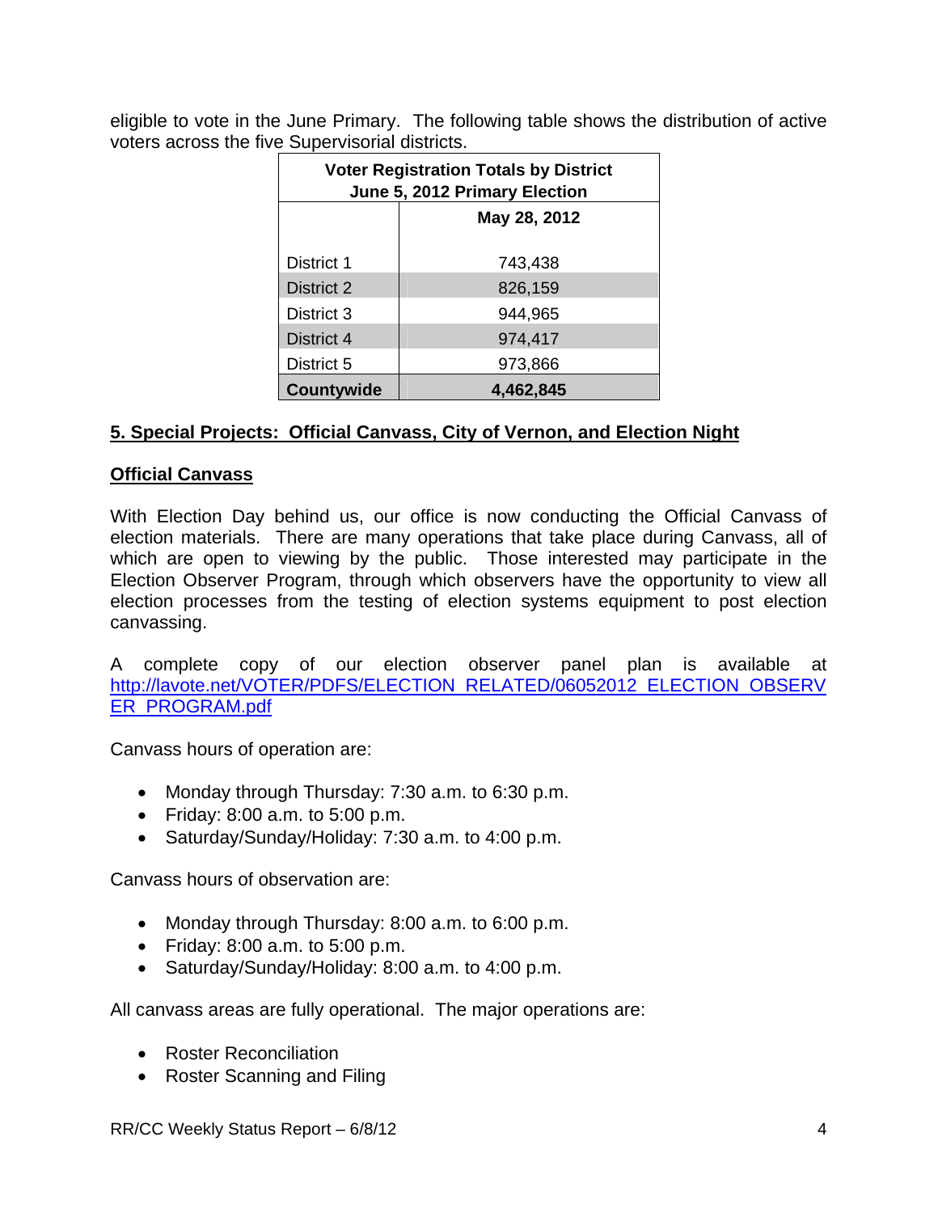eligible to vote in the June Primary. The following table shows the distribution of active voters across the five Supervisorial districts.

| Voter Registration Totals by District June 5, 2012 Primary Election | |
|---|---|
| | **May 28, 2012** |
| District 1 | 743,438 |
| District 2 | 826,159 |
| District 3 | 944,965 |
| District 4 | 974,417 |
| District 5 | 973,866 |
| **Countywide** | **4,462,845** |

## 5. Special Projects: Official Canvass, City of Vernon, and Election Night

### Official Canvass

With Election Day behind us, our office is now conducting the Official Canvass of election materials. There are many operations that take place during Canvass, all of which are open to viewing by the public. Those interested may participate in the Election Observer Program, through which observers have the opportunity to view all election processes from the testing of election systems equipment to post election canvassing.

A complete copy of our election observer panel plan is available at http://lavote.net/VOTER/PDFS/ELECTION_RELATED/06052012_ELECTION_OBSERVER_PROGRAM.pdf

Canvass hours of operation are:

- Monday through Thursday: 7:30 a.m. to 6:30 p.m.
- Friday: 8:00 a.m. to 5:00 p.m.
- Saturday/Sunday/Holiday: 7:30 a.m. to 4:00 p.m.

Canvass hours of observation are:

- Monday through Thursday: 8:00 a.m. to 6:00 p.m.
- Friday: 8:00 a.m. to 5:00 p.m.
- Saturday/Sunday/Holiday: 8:00 a.m. to 4:00 p.m.

All canvass areas are fully operational. The major operations are:

- Roster Reconciliation
- Roster Scanning and Filing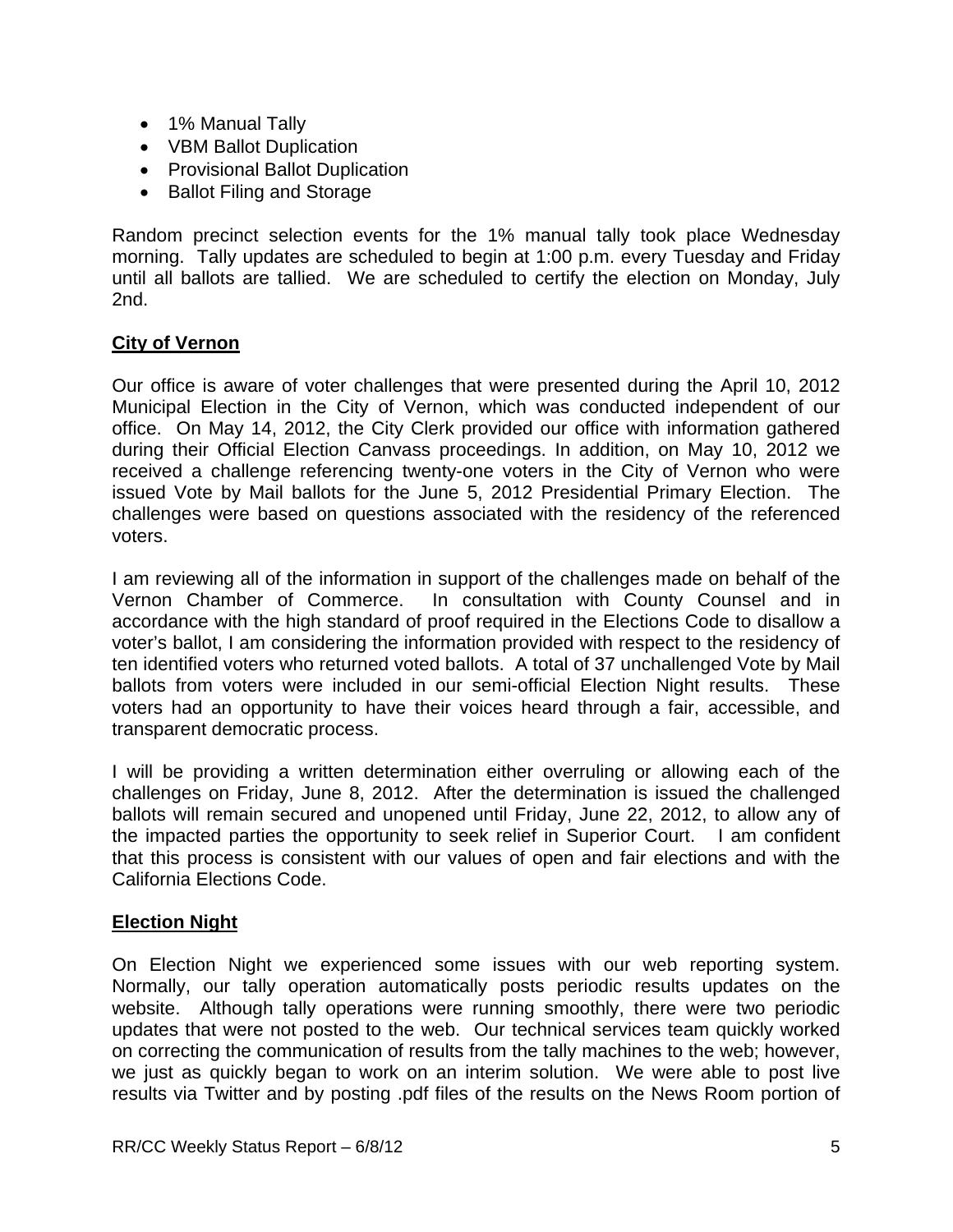- 1% Manual Tally
- VBM Ballot Duplication
- Provisional Ballot Duplication
- Ballot Filing and Storage

Random precinct selection events for the 1% manual tally took place Wednesday morning. Tally updates are scheduled to begin at 1:00 p.m. every Tuesday and Friday until all ballots are tallied. We are scheduled to certify the election on Monday, July 2nd.

**City of Vernon**

Our office is aware of voter challenges that were presented during the April 10, 2012 Municipal Election in the City of Vernon, which was conducted independent of our office. On May 14, 2012, the City Clerk provided our office with information gathered during their Official Election Canvass proceedings. In addition, on May 10, 2012 we received a challenge referencing twenty-one voters in the City of Vernon who were issued Vote by Mail ballots for the June 5, 2012 Presidential Primary Election. The challenges were based on questions associated with the residency of the referenced voters.

I am reviewing all of the information in support of the challenges made on behalf of the Vernon Chamber of Commerce. In consultation with County Counsel and in accordance with the high standard of proof required in the Elections Code to disallow a voter's ballot, I am considering the information provided with respect to the residency of ten identified voters who returned voted ballots. A total of 37 unchallenged Vote by Mail ballots from voters were included in our semi-official Election Night results. These voters had an opportunity to have their voices heard through a fair, accessible, and transparent democratic process.

I will be providing a written determination either overruling or allowing each of the challenges on Friday, June 8, 2012. After the determination is issued the challenged ballots will remain secured and unopened until Friday, June 22, 2012, to allow any of the impacted parties the opportunity to seek relief in Superior Court. I am confident that this process is consistent with our values of open and fair elections and with the California Elections Code.

**Election Night**

On Election Night we experienced some issues with our web reporting system. Normally, our tally operation automatically posts periodic results updates on the website. Although tally operations were running smoothly, there were two periodic updates that were not posted to the web. Our technical services team quickly worked on correcting the communication of results from the tally machines to the web; however, we just as quickly began to work on an interim solution. We were able to post live results via Twitter and by posting .pdf files of the results on the News Room portion of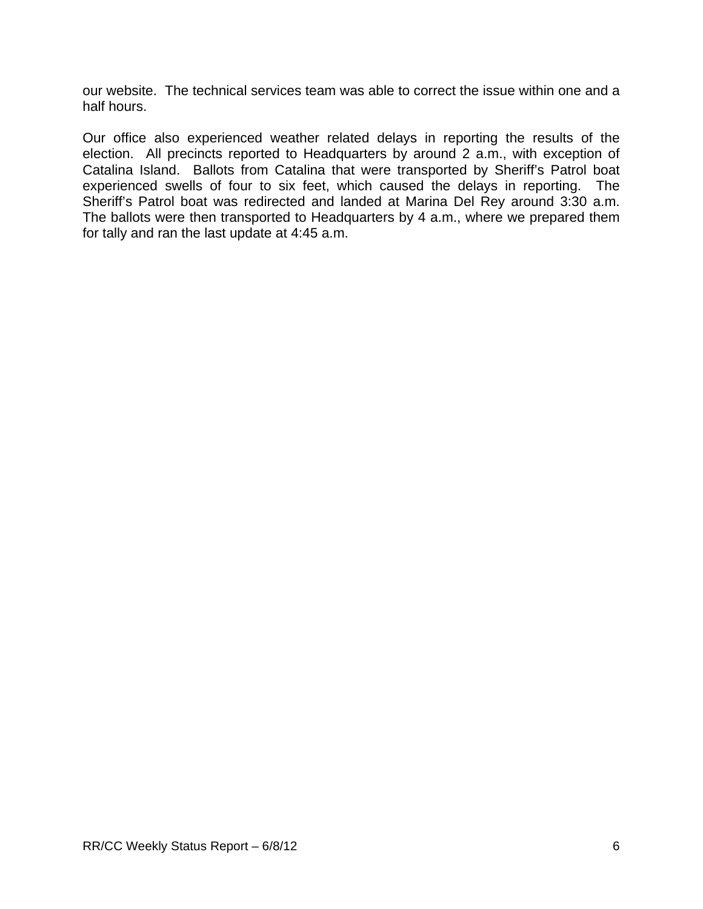our website. The technical services team was able to correct the issue within one and a half hours.

Our office also experienced weather related delays in reporting the results of the election. All precincts reported to Headquarters by around 2 a.m., with exception of Catalina Island. Ballots from Catalina that were transported by Sheriff's Patrol boat experienced swells of four to six feet, which caused the delays in reporting. The Sheriff's Patrol boat was redirected and landed at Marina Del Rey around 3:30 a.m. The ballots were then transported to Headquarters by 4 a.m., where we prepared them for tally and ran the last update at 4:45 a.m.